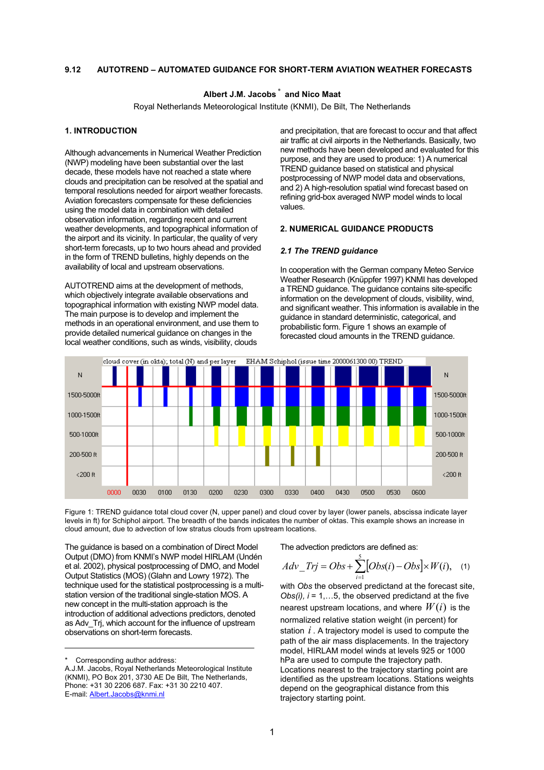# 9.12 AUTOTREND – AUTOMATED GUIDANCE FOR SHORT-TERM AVIATION WEATHER FORECASTS

**Albert J.M. Jacobs** * **and Nico Maat**

Royal Netherlands Meteorological Institute (KNMI), De Bilt, The Netherlands

## 1. INTRODUCTION

Although advancements in Numerical Weather Prediction (NWP) modeling have been substantial over the last decade, these models have not reached a state where clouds and precipitation can be resolved at the spatial and temporal resolutions needed for airport weather forecasts. Aviation forecasters compensate for these deficiencies using the model data in combination with detailed observation information, regarding recent and current weather developments, and topographical information of the airport and its vicinity. In particular, the quality of very short-term forecasts, up to two hours ahead and provided in the form of TREND bulletins, highly depends on the availability of local and upstream observations.

AUTOTREND aims at the development of methods, which objectively integrate available observations and topographical information with existing NWP model data. The main purpose is to develop and implement the methods in an operational environment, and use them to provide detailed numerical guidance on changes in the local weather conditions, such as winds, visibility, clouds and precipitation, that are forecast to occur and that affect air traffic at civil airports in the Netherlands. Basically, two new methods have been developed and evaluated for this purpose, and they are used to produce: 1) A numerical TREND guidance based on statistical and physical postprocessing of NWP model data and observations, and 2) A high-resolution spatial wind forecast based on refining grid-box averaged NWP model winds to local values.

## 2. NUMERICAL GUIDANCE PRODUCTS

### *2.1 The TREND guidance*

In cooperation with the German company Meteo Service Weather Research (Knüppfer 1997) KNMI has developed a TREND guidance. The guidance contains site-specific information on the development of clouds, visibility, wind, and significant weather. This information is available in the guidance in standard deterministic, categorical, and probabilistic form. Figure 1 shows an example of forecasted cloud amounts in the TREND guidance.

Figure 1: TREND guidance total cloud cover (N, upper panel) and cloud cover by layer (lower panels, abscissa indicate layer levels in ft) for Schiphol airport. The breadth of the bands indicates the number of oktas. This example shows an increase in cloud amount, due to advection of low stratus clouds from upstream locations.

The guidance is based on a combination of Direct Model Output (DMO) from KNMI's NWP model HIRLAM (Undén et al. 2002), physical postprocessing of DMO, and Model Output Statistics (MOS) (Glahn and Lowry 1972). The technique used for the statistical postprocessing is a multi-station version of the traditional single-station MOS. A new concept in the multi-station approach is the introduction of additional advections predictors, denoted as Adv_Trj, which account for the influence of upstream observations on short-term forecasts.

The advection predictors are defined as:

$$Adv\_Trj = Obs + \sum_{i=1}^{5}\left[Obs(i) - Obs\right] \times W(i), \quad (1)$$

with *Obs* the observed predictand at the forecast site, *Obs(i), i* = 1,…5, the observed predictand at the five nearest upstream locations, and where $W(i)$ is the normalized relative station weight (in percent) for station $i$. A trajectory model is used to compute the path of the air mass displacements. In the trajectory model, HIRLAM model winds at levels 925 or 1000 hPa are used to compute the trajectory path. Locations nearest to the trajectory starting point are identified as the upstream locations. Stations weights depend on the geographical distance from this trajectory starting point.

---

\* Corresponding author address:
A.J.M. Jacobs, Royal Netherlands Meteorological Institute (KNMI), PO Box 201, 3730 AE De Bilt, The Netherlands, Phone: +31 30 2206 687. Fax: +31 30 2210 407.
E-mail: Albert.Jacobs@knmi.nl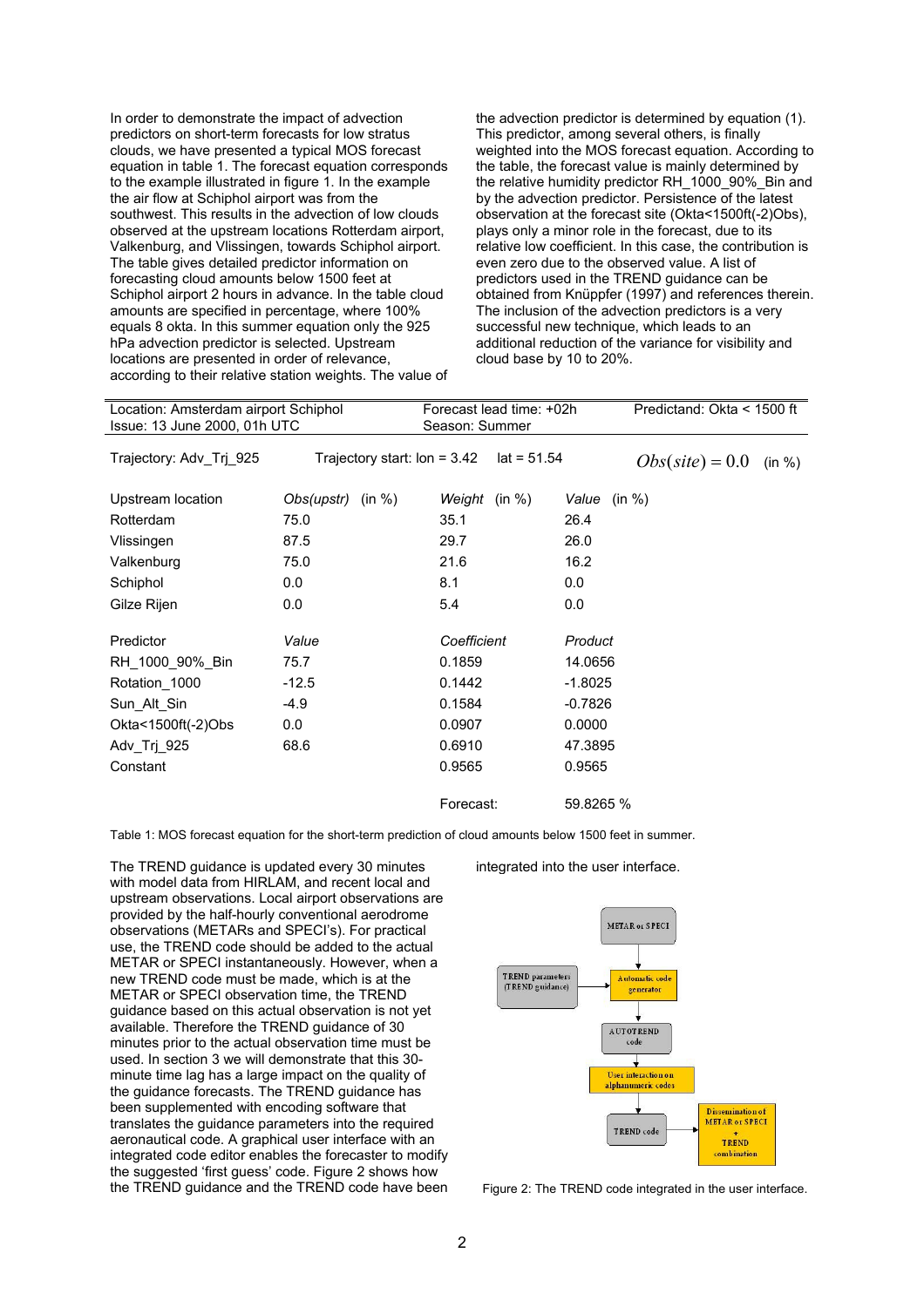In order to demonstrate the impact of advection predictors on short-term forecasts for low stratus clouds, we have presented a typical MOS forecast equation in table 1. The forecast equation corresponds to the example illustrated in figure 1. In the example the air flow at Schiphol airport was from the southwest. This results in the advection of low clouds observed at the upstream locations Rotterdam airport, Valkenburg, and Vlissingen, towards Schiphol airport. The table gives detailed predictor information on forecasting cloud amounts below 1500 feet at Schiphol airport 2 hours in advance. In the table cloud amounts are specified in percentage, where 100% equals 8 okta. In this summer equation only the 925 hPa advection predictor is selected. Upstream locations are presented in order of relevance, according to their relative station weights. The value of the advection predictor is determined by equation (1). This predictor, among several others, is finally weighted into the MOS forecast equation. According to the table, the forecast value is mainly determined by the relative humidity predictor RH_1000_90%_Bin and by the advection predictor. Persistence of the latest observation at the forecast site (Okta<1500ft(-2)Obs), plays only a minor role in the forecast, due to its relative low coefficient. In this case, the contribution is even zero due to the observed value. A list of predictors used in the TREND guidance can be obtained from Knüppfer (1997) and references therein. The inclusion of the advection predictors is a very successful new technique, which leads to an additional reduction of the variance for visibility and cloud base by 10 to 20%.

| Location: Amsterdam airport Schiphol | | Forecast lead time: +02h | Predictand: Okta < 1500 ft |
|---|---|---|---|
| Issue: 13 June 2000, 01h UTC | | Season: Summer | |
| Trajectory: Adv_Trj_925 | Trajectory start: lon = 3.42 | lat = 51.54 | $Obs(site) = 0.0$ (in %) |
| | | | |
| Upstream location | *Obs(upstr)* (in %) | *Weight* (in %) | *Value* (in %) |
| Rotterdam | 75.0 | 35.1 | 26.4 |
| Vlissingen | 87.5 | 29.7 | 26.0 |
| Valkenburg | 75.0 | 21.6 | 16.2 |
| Schiphol | 0.0 | 8.1 | 0.0 |
| Gilze Rijen | 0.0 | 5.4 | 0.0 |
| | | | |
| Predictor | *Value* | *Coefficient* | *Product* |
| RH_1000_90%_Bin | 75.7 | 0.1859 | 14.0656 |
| Rotation_1000 | -12.5 | 0.1442 | -1.8025 |
| Sun_Alt_Sin | -4.9 | 0.1584 | -0.7826 |
| Okta<1500ft(-2)Obs | 0.0 | 0.0907 | 0.0000 |
| Adv_Trj_925 | 68.6 | 0.6910 | 47.3895 |
| Constant | | 0.9565 | 0.9565 |
| | | | |
| | | Forecast: | 59.8265 % |

Table 1: MOS forecast equation for the short-term prediction of cloud amounts below 1500 feet in summer.

The TREND guidance is updated every 30 minutes with model data from HIRLAM, and recent local and upstream observations. Local airport observations are provided by the half-hourly conventional aerodrome observations (METARs and SPECI's). For practical use, the TREND code should be added to the actual METAR or SPECI instantaneously. However, when a new TREND code must be made, which is at the METAR or SPECI observation time, the TREND guidance based on this actual observation is not yet available. Therefore the TREND guidance of 30 minutes prior to the actual observation time must be used. In section 3 we will demonstrate that this 30-minute time lag has a large impact on the quality of the guidance forecasts. The TREND guidance has been supplemented with encoding software that translates the guidance parameters into the required aeronautical code. A graphical user interface with an integrated code editor enables the forecaster to modify the suggested 'first guess' code. Figure 2 shows how the TREND guidance and the TREND code have been integrated into the user interface.

Figure 2: The TREND code integrated in the user interface.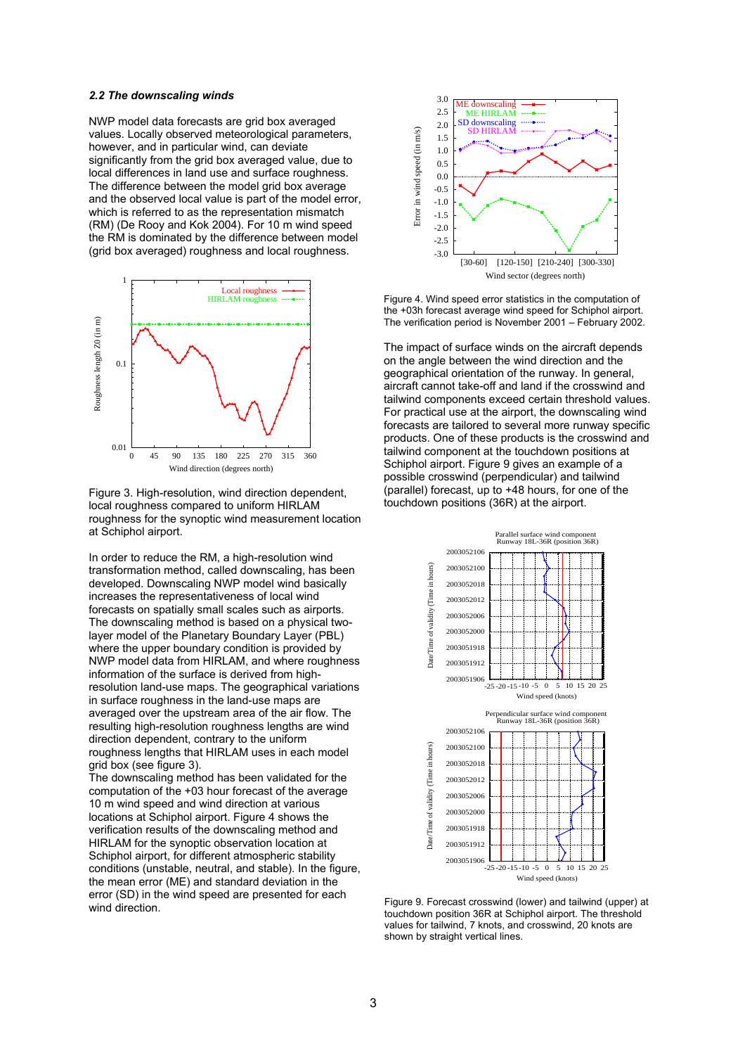### *2.2 The downscaling winds*

NWP model data forecasts are grid box averaged values. Locally observed meteorological parameters, however, and in particular wind, can deviate significantly from the grid box averaged value, due to local differences in land use and surface roughness. The difference between the model grid box average and the observed local value is part of the model error, which is referred to as the representation mismatch (RM) (De Rooy and Kok 2004). For 10 m wind speed the RM is dominated by the difference between model (grid box averaged) roughness and local roughness.

Figure 3. High-resolution, wind direction dependent, local roughness compared to uniform HIRLAM roughness for the synoptic wind measurement location at Schiphol airport.

In order to reduce the RM, a high-resolution wind transformation method, called downscaling, has been developed. Downscaling NWP model wind basically increases the representativeness of local wind forecasts on spatially small scales such as airports. The downscaling method is based on a physical two-layer model of the Planetary Boundary Layer (PBL) where the upper boundary condition is provided by NWP model data from HIRLAM, and where roughness information of the surface is derived from high-resolution land-use maps. The geographical variations in surface roughness in the land-use maps are averaged over the upstream area of the air flow. The resulting high-resolution roughness lengths are wind direction dependent, contrary to the uniform roughness lengths that HIRLAM uses in each model grid box (see figure 3).

The downscaling method has been validated for the computation of the +03 hour forecast of the average 10 m wind speed and wind direction at various locations at Schiphol airport. Figure 4 shows the verification results of the downscaling method and HIRLAM for the synoptic observation location at Schiphol airport, for different atmospheric stability conditions (unstable, neutral, and stable). In the figure, the mean error (ME) and standard deviation in the error (SD) in the wind speed are presented for each wind direction.

Figure 4. Wind speed error statistics in the computation of the +03h forecast average wind speed for Schiphol airport. The verification period is November 2001 – February 2002.

The impact of surface winds on the aircraft depends on the angle between the wind direction and the geographical orientation of the runway. In general, aircraft cannot take-off and land if the crosswind and tailwind components exceed certain threshold values. For practical use at the airport, the downscaling wind forecasts are tailored to several more runway specific products. One of these products is the crosswind and tailwind component at the touchdown positions at Schiphol airport. Figure 9 gives an example of a possible crosswind (perpendicular) and tailwind (parallel) forecast, up to +48 hours, for one of the touchdown positions (36R) at the airport.

Figure 9. Forecast crosswind (lower) and tailwind (upper) at touchdown position 36R at Schiphol airport. The threshold values for tailwind, 7 knots, and crosswind, 20 knots are shown by straight vertical lines.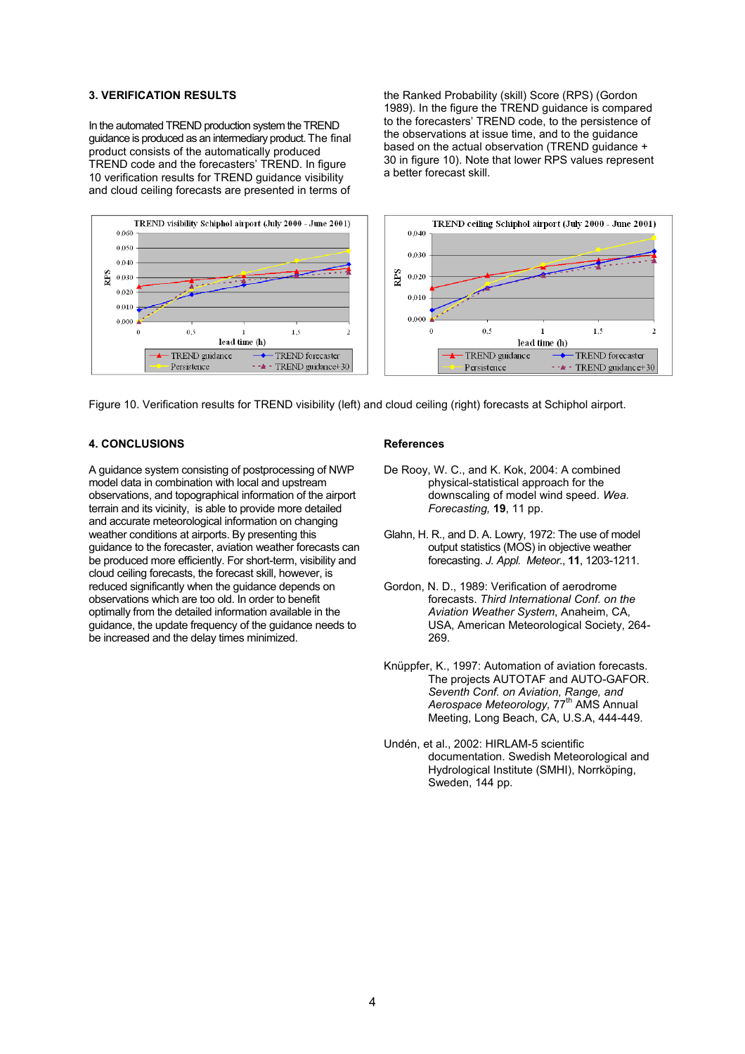## 3. VERIFICATION RESULTS

In the automated TREND production system the TREND guidance is produced as an intermediary product. The final product consists of the automatically produced TREND code and the forecasters' TREND. In figure 10 verification results for TREND guidance visibility and cloud ceiling forecasts are presented in terms of the Ranked Probability (skill) Score (RPS) (Gordon 1989). In the figure the TREND guidance is compared to the forecasters' TREND code, to the persistence of the observations at issue time, and to the guidance based on the actual observation (TREND guidance + 30 in figure 10). Note that lower RPS values represent a better forecast skill.

TREND visibility Schiphol airport (July 2000 - June 2001)
RPS
0.060
0.050
0.040
0.030
0.020
0.010
0.000
0
0.5
1
1.5
2
lead time (h)
TREND guidance
TREND forecaster
Persistence
TREND guidance+30

TREND ceiling Schiphol airport (July 2000 - June 2001)
RPS
0.040
0.030
0.020
0.010
0.000
0
0.5
1
1.5
2
lead time (h)
TREND guidance
TREND forecaster
Persistence
TREND guidance+30

Figure 10. Verification results for TREND visibility (left) and cloud ceiling (right) forecasts at Schiphol airport.

## 4. CONCLUSIONS

A guidance system consisting of postprocessing of NWP model data in combination with local and upstream observations, and topographical information of the airport terrain and its vicinity, is able to provide more detailed and accurate meteorological information on changing weather conditions at airports. By presenting this guidance to the forecaster, aviation weather forecasts can be produced more efficiently. For short-term, visibility and cloud ceiling forecasts, the forecast skill, however, is reduced significantly when the guidance depends on observations which are too old. In order to benefit optimally from the detailed information available in the guidance, the update frequency of the guidance needs to be increased and the delay times minimized.

## References

De Rooy, W. C., and K. Kok, 2004: A combined physical-statistical approach for the downscaling of model wind speed. *Wea. Forecasting,* **19**, 11 pp.

Glahn, H. R., and D. A. Lowry, 1972: The use of model output statistics (MOS) in objective weather forecasting. *J. Appl. Meteor.*, **11**, 1203-1211.

Gordon, N. D., 1989: Verification of aerodrome forecasts. *Third International Conf. on the Aviation Weather System*, Anaheim, CA, USA, American Meteorological Society, 264-269.

Knüppfer, K., 1997: Automation of aviation forecasts. The projects AUTOTAF and AUTO-GAFOR. *Seventh Conf. on Aviation, Range, and Aerospace Meteorology*, 77th AMS Annual Meeting, Long Beach, CA, U.S.A, 444-449.

Undén, et al., 2002: HIRLAM-5 scientific documentation. Swedish Meteorological and Hydrological Institute (SMHI), Norrköping, Sweden, 144 pp.